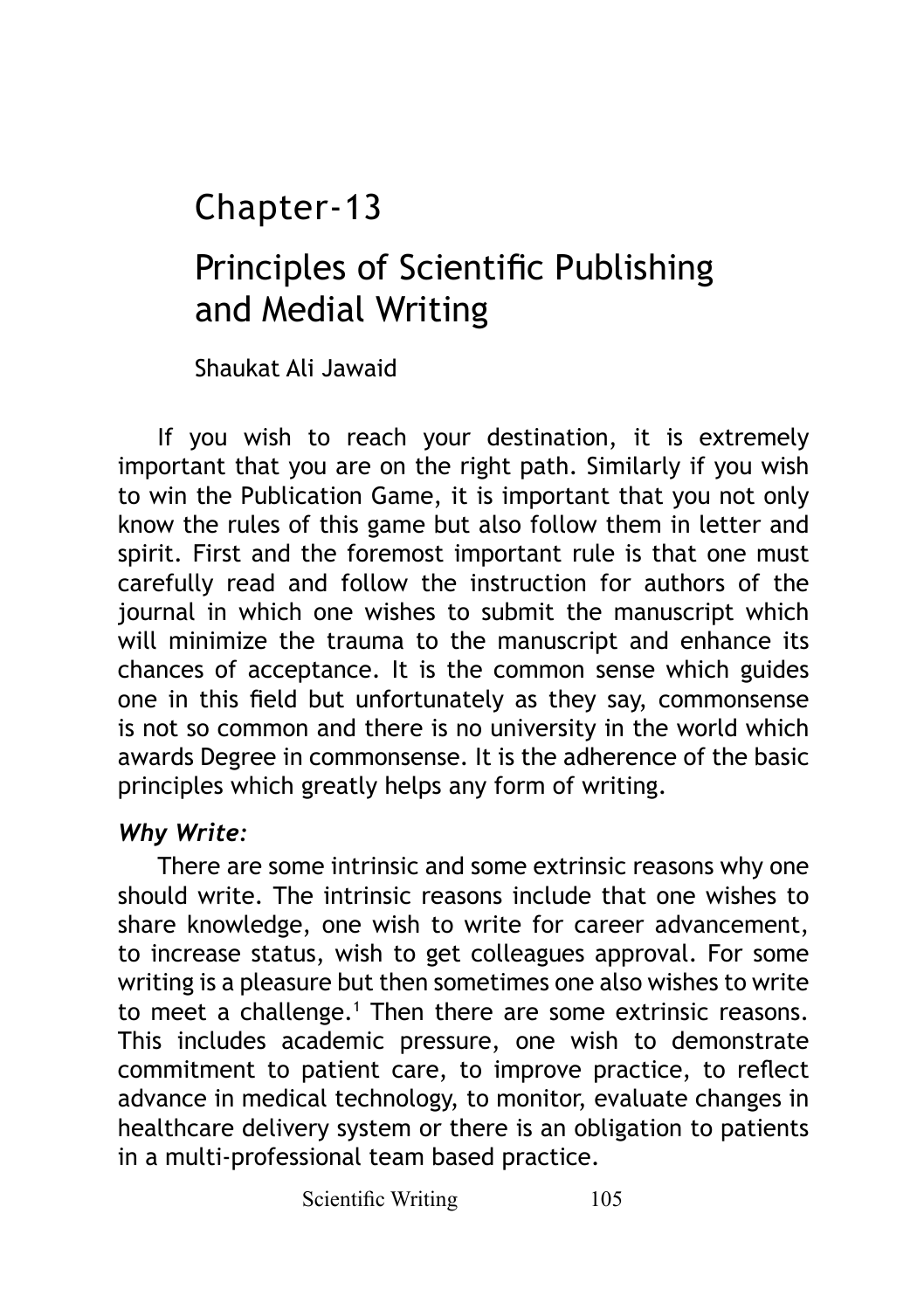# Chapter-13

# Principles of Scientific Publishing and Medial Writing

Shaukat Ali Jawaid

If you wish to reach your destination, it is extremely important that you are on the right path. Similarly if you wish to win the Publication Game, it is important that you not only know the rules of this game but also follow them in letter and spirit. First and the foremost important rule is that one must carefully read and follow the instruction for authors of the journal in which one wishes to submit the manuscript which will minimize the trauma to the manuscript and enhance its chances of acceptance. It is the common sense which guides one in this field but unfortunately as they say, commonsense is not so common and there is no university in the world which awards Degree in commonsense. It is the adherence of the basic principles which greatly helps any form of writing.

***Why Write:***

There are some intrinsic and some extrinsic reasons why one should write. The intrinsic reasons include that one wishes to share knowledge, one wish to write for career advancement, to increase status, wish to get colleagues approval. For some writing is a pleasure but then sometimes one also wishes to write to meet a challenge.[1] Then there are some extrinsic reasons. This includes academic pressure, one wish to demonstrate commitment to patient care, to improve practice, to reflect advance in medical technology, to monitor, evaluate changes in healthcare delivery system or there is an obligation to patients in a multi-professional team based practice.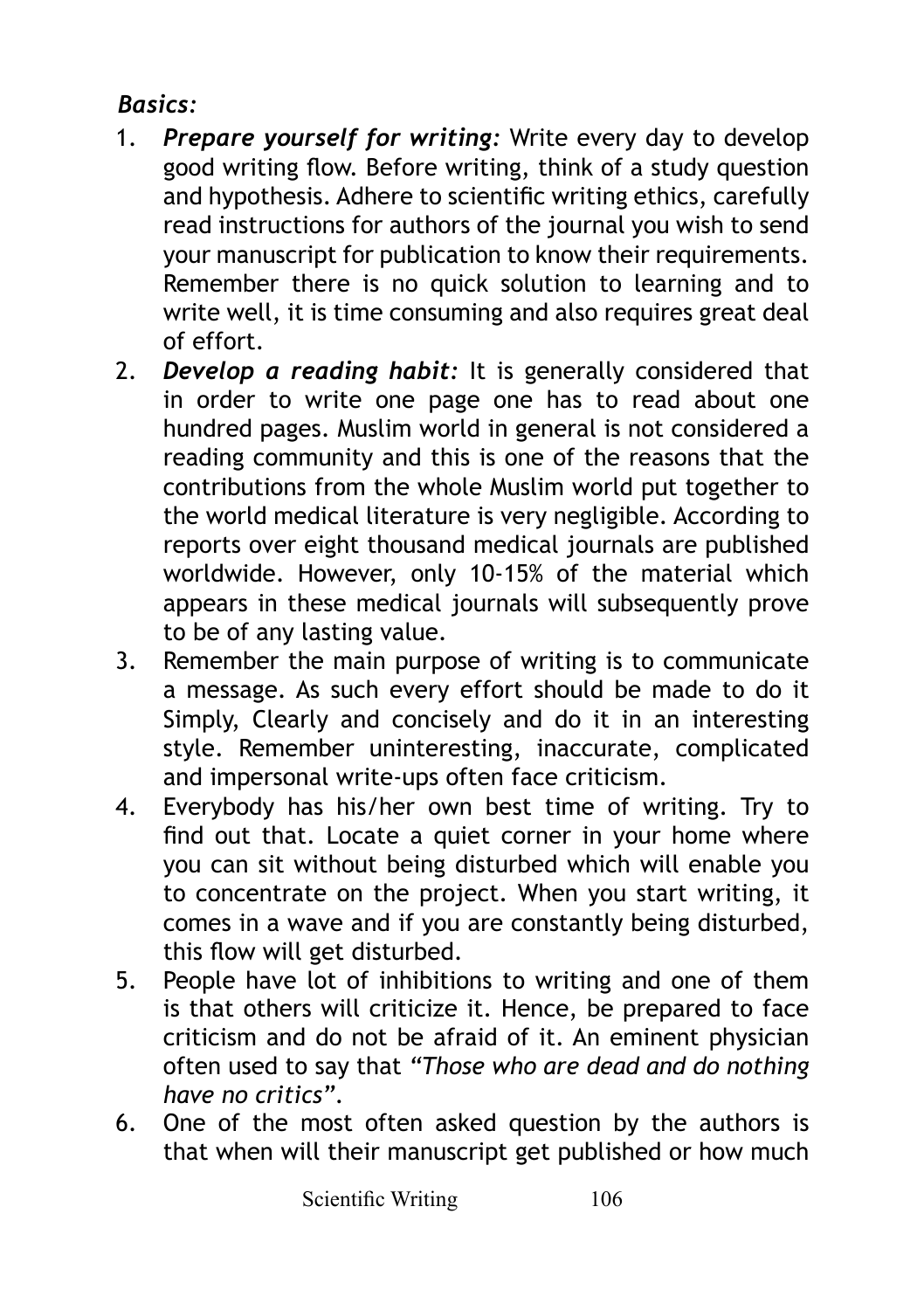***Basics:***

1. ***Prepare yourself for writing:*** Write every day to develop good writing flow. Before writing, think of a study question and hypothesis. Adhere to scientific writing ethics, carefully read instructions for authors of the journal you wish to send your manuscript for publication to know their requirements. Remember there is no quick solution to learning and to write well, it is time consuming and also requires great deal of effort.
2. ***Develop a reading habit:*** It is generally considered that in order to write one page one has to read about one hundred pages. Muslim world in general is not considered a reading community and this is one of the reasons that the contributions from the whole Muslim world put together to the world medical literature is very negligible. According to reports over eight thousand medical journals are published worldwide. However, only 10-15% of the material which appears in these medical journals will subsequently prove to be of any lasting value.
3. Remember the main purpose of writing is to communicate a message. As such every effort should be made to do it Simply, Clearly and concisely and do it in an interesting style. Remember uninteresting, inaccurate, complicated and impersonal write-ups often face criticism.
4. Everybody has his/her own best time of writing. Try to find out that. Locate a quiet corner in your home where you can sit without being disturbed which will enable you to concentrate on the project. When you start writing, it comes in a wave and if you are constantly being disturbed, this flow will get disturbed.
5. People have lot of inhibitions to writing and one of them is that others will criticize it. Hence, be prepared to face criticism and do not be afraid of it. An eminent physician often used to say that *"Those who are dead and do nothing have no critics"*.
6. One of the most often asked question by the authors is that when will their manuscript get published or how much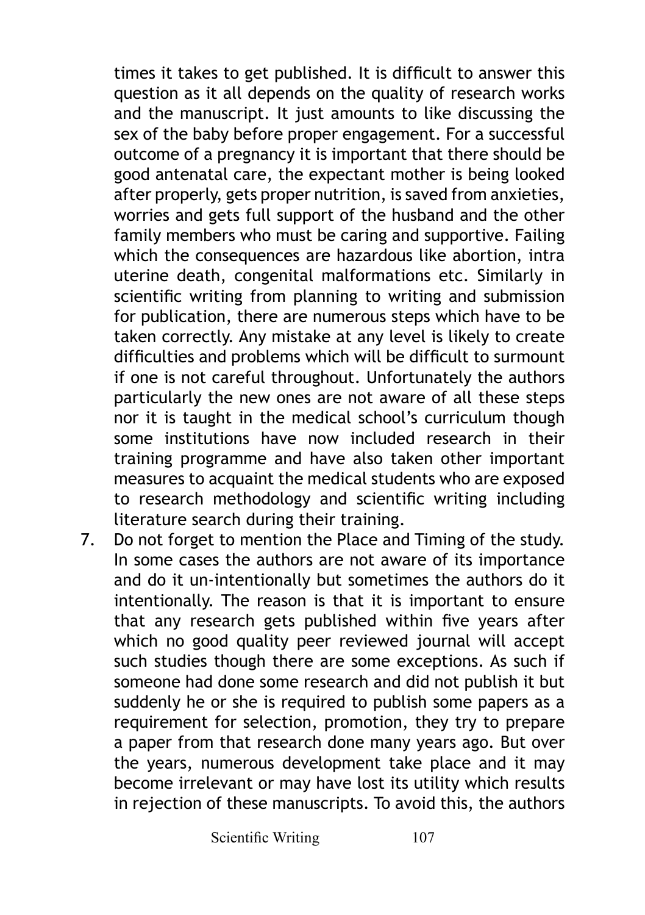times it takes to get published. It is difficult to answer this question as it all depends on the quality of research works and the manuscript. It just amounts to like discussing the sex of the baby before proper engagement. For a successful outcome of a pregnancy it is important that there should be good antenatal care, the expectant mother is being looked after properly, gets proper nutrition, is saved from anxieties, worries and gets full support of the husband and the other family members who must be caring and supportive. Failing which the consequences are hazardous like abortion, intra uterine death, congenital malformations etc. Similarly in scientific writing from planning to writing and submission for publication, there are numerous steps which have to be taken correctly. Any mistake at any level is likely to create difficulties and problems which will be difficult to surmount if one is not careful throughout. Unfortunately the authors particularly the new ones are not aware of all these steps nor it is taught in the medical school's curriculum though some institutions have now included research in their training programme and have also taken other important measures to acquaint the medical students who are exposed to research methodology and scientific writing including literature search during their training.

7. Do not forget to mention the Place and Timing of the study. In some cases the authors are not aware of its importance and do it un-intentionally but sometimes the authors do it intentionally. The reason is that it is important to ensure that any research gets published within five years after which no good quality peer reviewed journal will accept such studies though there are some exceptions. As such if someone had done some research and did not publish it but suddenly he or she is required to publish some papers as a requirement for selection, promotion, they try to prepare a paper from that research done many years ago. But over the years, numerous development take place and it may become irrelevant or may have lost its utility which results in rejection of these manuscripts. To avoid this, the authors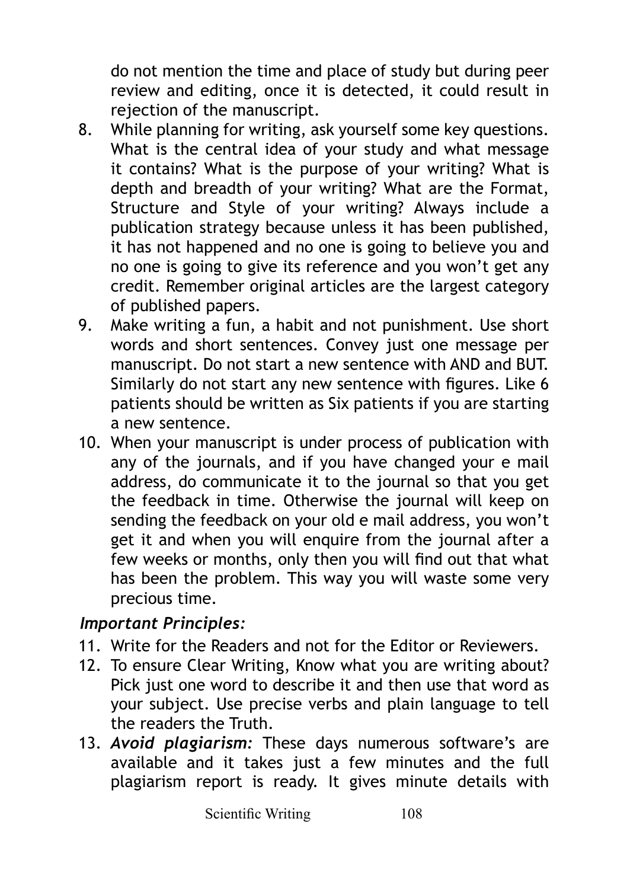do not mention the time and place of study but during peer review and editing, once it is detected, it could result in rejection of the manuscript.

8. While planning for writing, ask yourself some key questions. What is the central idea of your study and what message it contains? What is the purpose of your writing? What is depth and breadth of your writing? What are the Format, Structure and Style of your writing? Always include a publication strategy because unless it has been published, it has not happened and no one is going to believe you and no one is going to give its reference and you won't get any credit. Remember original articles are the largest category of published papers.
9. Make writing a fun, a habit and not punishment. Use short words and short sentences. Convey just one message per manuscript. Do not start a new sentence with AND and BUT. Similarly do not start any new sentence with figures. Like 6 patients should be written as Six patients if you are starting a new sentence.
10. When your manuscript is under process of publication with any of the journals, and if you have changed your e mail address, do communicate it to the journal so that you get the feedback in time. Otherwise the journal will keep on sending the feedback on your old e mail address, you won't get it and when you will enquire from the journal after a few weeks or months, only then you will find out that what has been the problem. This way you will waste some very precious time.

***Important Principles:***

11. Write for the Readers and not for the Editor or Reviewers.
12. To ensure Clear Writing, Know what you are writing about? Pick just one word to describe it and then use that word as your subject. Use precise verbs and plain language to tell the readers the Truth.
13. ***Avoid plagiarism:*** These days numerous software's are available and it takes just a few minutes and the full plagiarism report is ready. It gives minute details with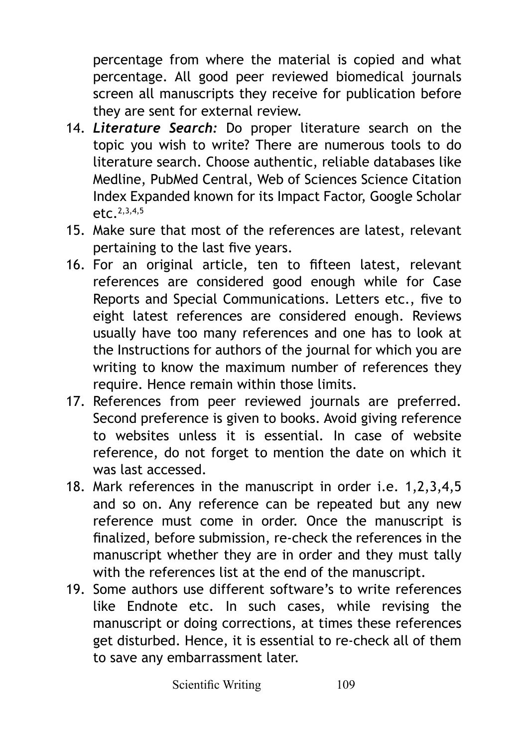percentage from where the material is copied and what percentage. All good peer reviewed biomedical journals screen all manuscripts they receive for publication before they are sent for external review.

14. ***Literature Search:*** Do proper literature search on the topic you wish to write? There are numerous tools to do literature search. Choose authentic, reliable databases like Medline, PubMed Central, Web of Sciences Science Citation Index Expanded known for its Impact Factor, Google Scholar etc.[2,3,4,5]
15. Make sure that most of the references are latest, relevant pertaining to the last five years.
16. For an original article, ten to fifteen latest, relevant references are considered good enough while for Case Reports and Special Communications. Letters etc., five to eight latest references are considered enough. Reviews usually have too many references and one has to look at the Instructions for authors of the journal for which you are writing to know the maximum number of references they require. Hence remain within those limits.
17. References from peer reviewed journals are preferred. Second preference is given to books. Avoid giving reference to websites unless it is essential. In case of website reference, do not forget to mention the date on which it was last accessed.
18. Mark references in the manuscript in order i.e. 1,2,3,4,5 and so on. Any reference can be repeated but any new reference must come in order. Once the manuscript is finalized, before submission, re-check the references in the manuscript whether they are in order and they must tally with the references list at the end of the manuscript.
19. Some authors use different software's to write references like Endnote etc. In such cases, while revising the manuscript or doing corrections, at times these references get disturbed. Hence, it is essential to re-check all of them to save any embarrassment later.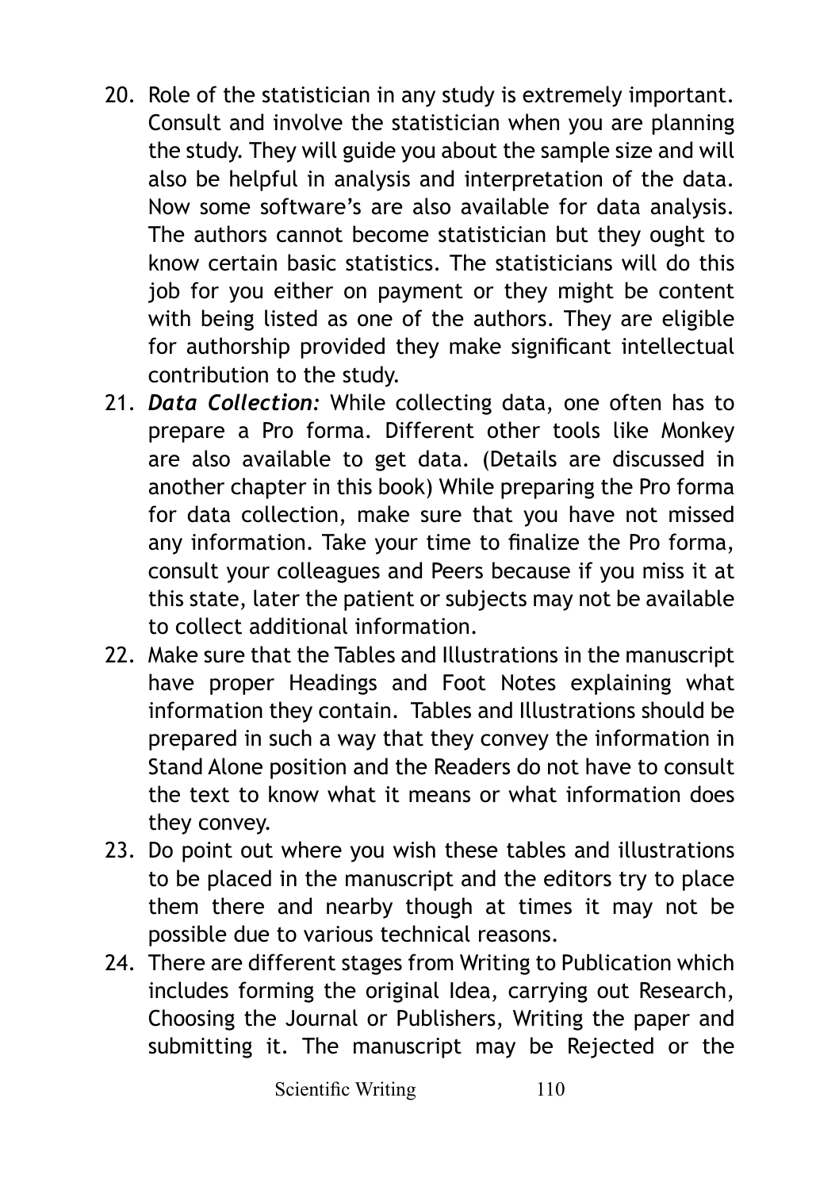20. Role of the statistician in any study is extremely important. Consult and involve the statistician when you are planning the study. They will guide you about the sample size and will also be helpful in analysis and interpretation of the data. Now some software's are also available for data analysis. The authors cannot become statistician but they ought to know certain basic statistics. The statisticians will do this job for you either on payment or they might be content with being listed as one of the authors. They are eligible for authorship provided they make significant intellectual contribution to the study.
21. ***Data Collection:*** While collecting data, one often has to prepare a Pro forma. Different other tools like Monkey are also available to get data. (Details are discussed in another chapter in this book) While preparing the Pro forma for data collection, make sure that you have not missed any information. Take your time to finalize the Pro forma, consult your colleagues and Peers because if you miss it at this state, later the patient or subjects may not be available to collect additional information.
22. Make sure that the Tables and Illustrations in the manuscript have proper Headings and Foot Notes explaining what information they contain. Tables and Illustrations should be prepared in such a way that they convey the information in Stand Alone position and the Readers do not have to consult the text to know what it means or what information does they convey.
23. Do point out where you wish these tables and illustrations to be placed in the manuscript and the editors try to place them there and nearby though at times it may not be possible due to various technical reasons.
24. There are different stages from Writing to Publication which includes forming the original Idea, carrying out Research, Choosing the Journal or Publishers, Writing the paper and submitting it. The manuscript may be Rejected or the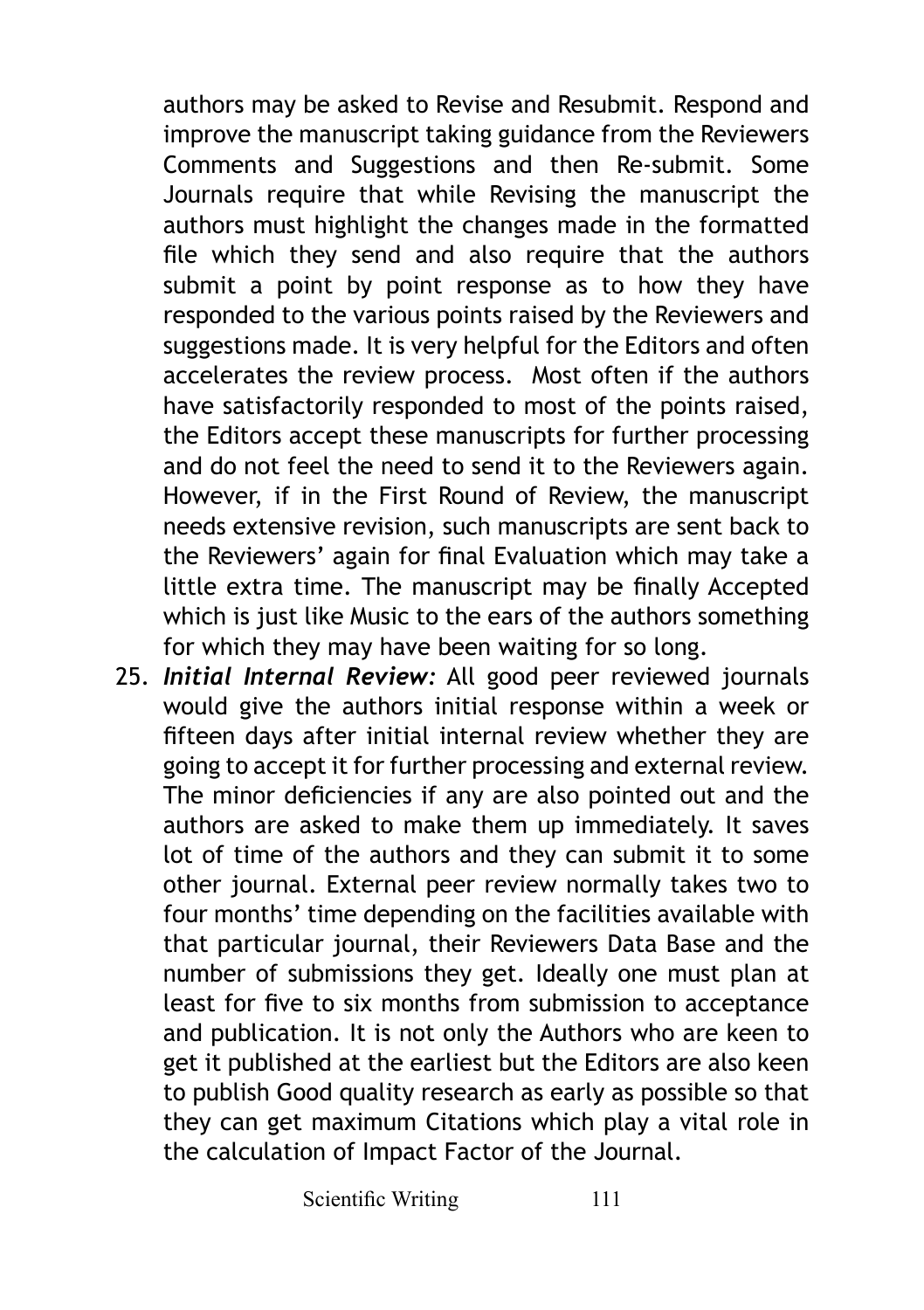authors may be asked to Revise and Resubmit. Respond and improve the manuscript taking guidance from the Reviewers Comments and Suggestions and then Re-submit. Some Journals require that while Revising the manuscript the authors must highlight the changes made in the formatted file which they send and also require that the authors submit a point by point response as to how they have responded to the various points raised by the Reviewers and suggestions made. It is very helpful for the Editors and often accelerates the review process. Most often if the authors have satisfactorily responded to most of the points raised, the Editors accept these manuscripts for further processing and do not feel the need to send it to the Reviewers again. However, if in the First Round of Review, the manuscript needs extensive revision, such manuscripts are sent back to the Reviewers' again for final Evaluation which may take a little extra time. The manuscript may be finally Accepted which is just like Music to the ears of the authors something for which they may have been waiting for so long.

25. ***Initial Internal Review:*** All good peer reviewed journals would give the authors initial response within a week or fifteen days after initial internal review whether they are going to accept it for further processing and external review. The minor deficiencies if any are also pointed out and the authors are asked to make them up immediately. It saves lot of time of the authors and they can submit it to some other journal. External peer review normally takes two to four months' time depending on the facilities available with that particular journal, their Reviewers Data Base and the number of submissions they get. Ideally one must plan at least for five to six months from submission to acceptance and publication. It is not only the Authors who are keen to get it published at the earliest but the Editors are also keen to publish Good quality research as early as possible so that they can get maximum Citations which play a vital role in the calculation of Impact Factor of the Journal.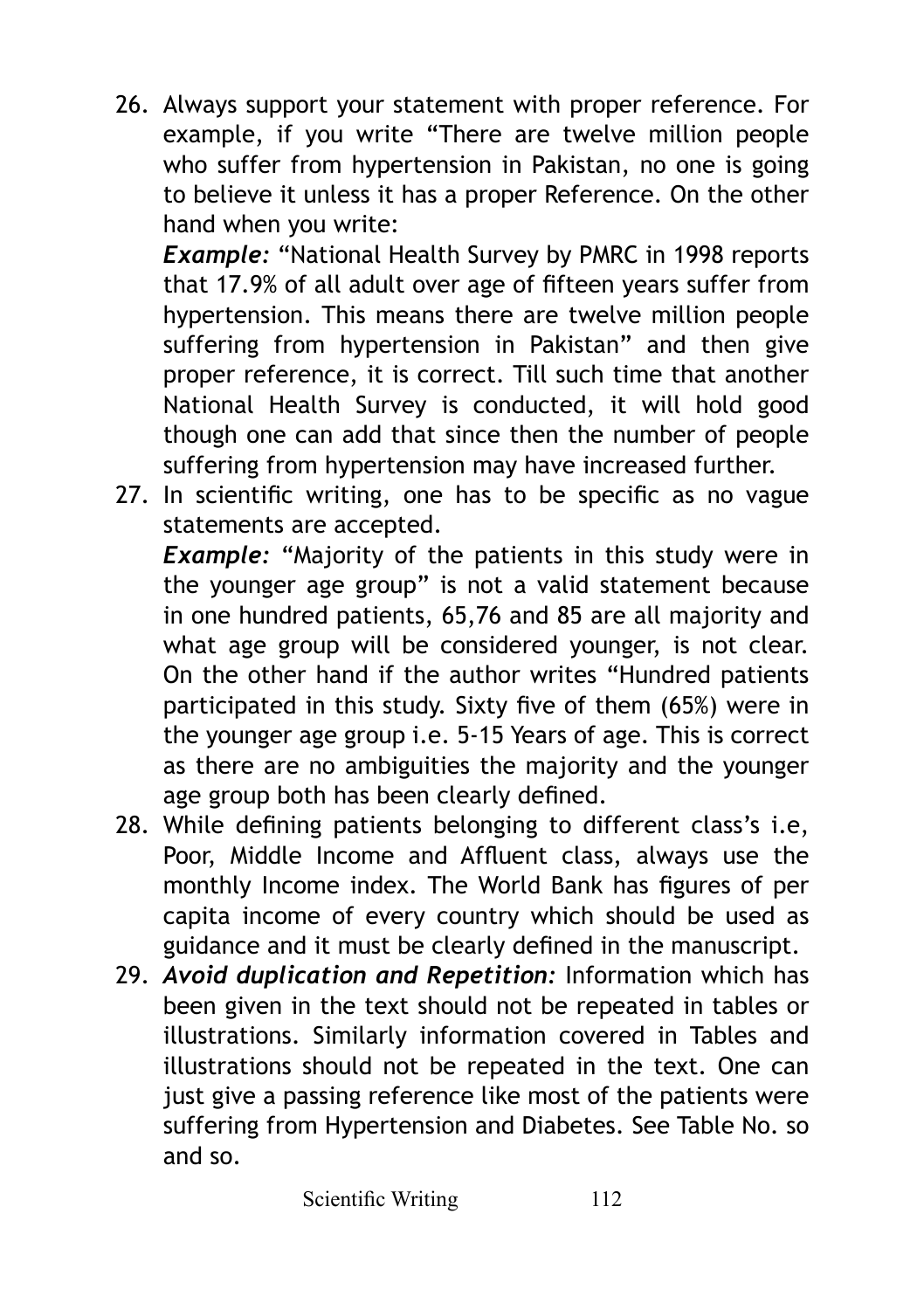26. Always support your statement with proper reference. For example, if you write "There are twelve million people who suffer from hypertension in Pakistan, no one is going to believe it unless it has a proper Reference. On the other hand when you write:

    ***Example:*** "National Health Survey by PMRC in 1998 reports that 17.9% of all adult over age of fifteen years suffer from hypertension. This means there are twelve million people suffering from hypertension in Pakistan" and then give proper reference, it is correct. Till such time that another National Health Survey is conducted, it will hold good though one can add that since then the number of people suffering from hypertension may have increased further.

27. In scientific writing, one has to be specific as no vague statements are accepted.

    ***Example:*** "Majority of the patients in this study were in the younger age group" is not a valid statement because in one hundred patients, 65,76 and 85 are all majority and what age group will be considered younger, is not clear. On the other hand if the author writes "Hundred patients participated in this study. Sixty five of them (65%) were in the younger age group i.e. 5-15 Years of age. This is correct as there are no ambiguities the majority and the younger age group both has been clearly defined.

28. While defining patients belonging to different class's i.e, Poor, Middle Income and Affluent class, always use the monthly Income index. The World Bank has figures of per capita income of every country which should be used as guidance and it must be clearly defined in the manuscript.

29. ***Avoid duplication and Repetition:*** Information which has been given in the text should not be repeated in tables or illustrations. Similarly information covered in Tables and illustrations should not be repeated in the text. One can just give a passing reference like most of the patients were suffering from Hypertension and Diabetes. See Table No. so and so.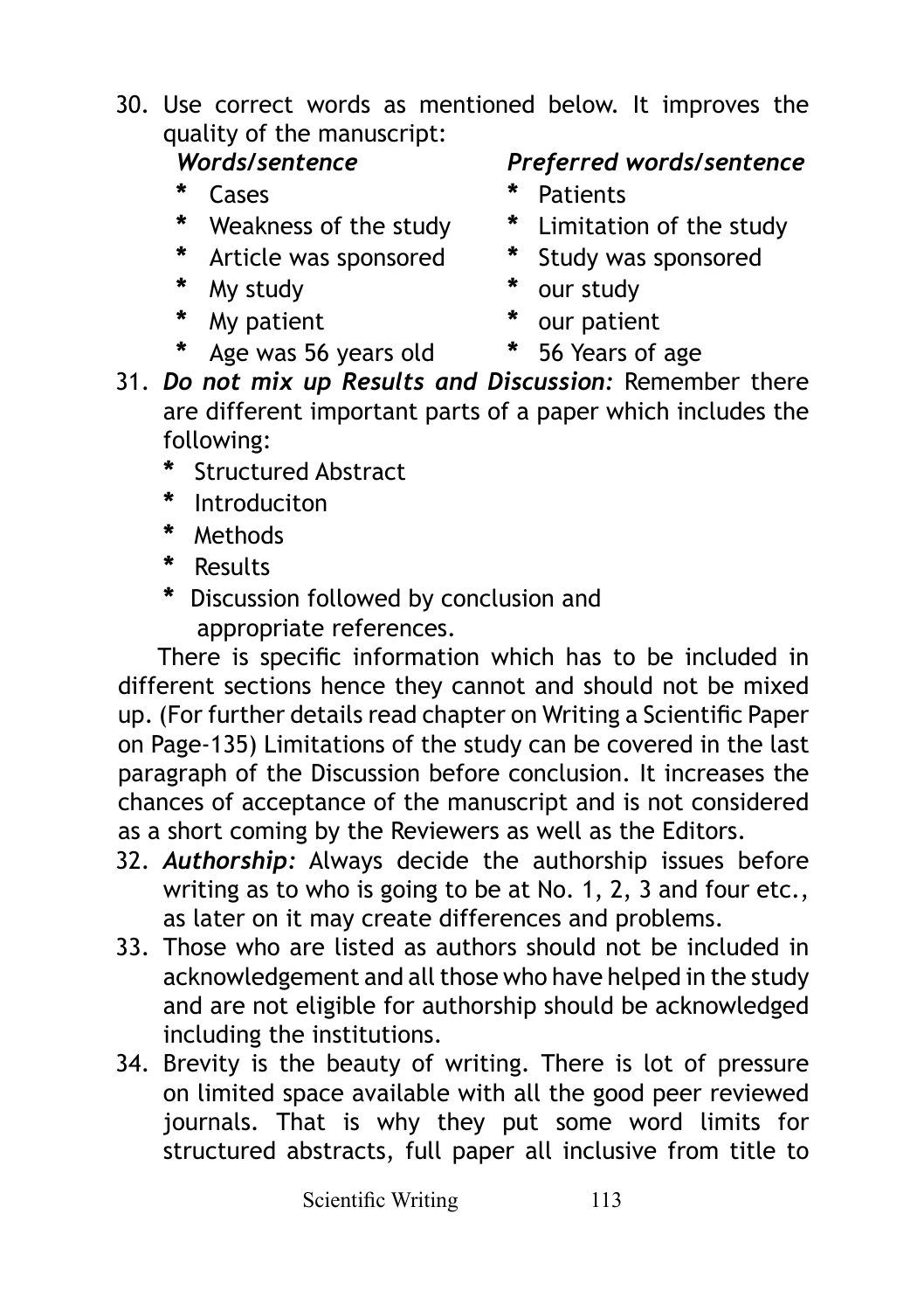30. Use correct words as mentioned below. It improves the quality of the manuscript:

| *Words/sentence* | *Preferred words/sentence* |
| --- | --- |
| * Cases | * Patients |
| * Weakness of the study | * Limitation of the study |
| * Article was sponsored | * Study was sponsored |
| * My study | * our study |
| * My patient | * our patient |
| * Age was 56 years old | * 56 Years of age |

31. ***Do not mix up Results and Discussion:*** Remember there are different important parts of a paper which includes the following:
    * Structured Abstract
    * Introduciton
    * Methods
    * Results
    * Discussion followed by conclusion and appropriate references.

There is specific information which has to be included in different sections hence they cannot and should not be mixed up. (For further details read chapter on Writing a Scientific Paper on Page-135) Limitations of the study can be covered in the last paragraph of the Discussion before conclusion. It increases the chances of acceptance of the manuscript and is not considered as a short coming by the Reviewers as well as the Editors.

32. ***Authorship:*** Always decide the authorship issues before writing as to who is going to be at No. 1, 2, 3 and four etc., as later on it may create differences and problems.
33. Those who are listed as authors should not be included in acknowledgement and all those who have helped in the study and are not eligible for authorship should be acknowledged including the institutions.
34. Brevity is the beauty of writing. There is lot of pressure on limited space available with all the good peer reviewed journals. That is why they put some word limits for structured abstracts, full paper all inclusive from title to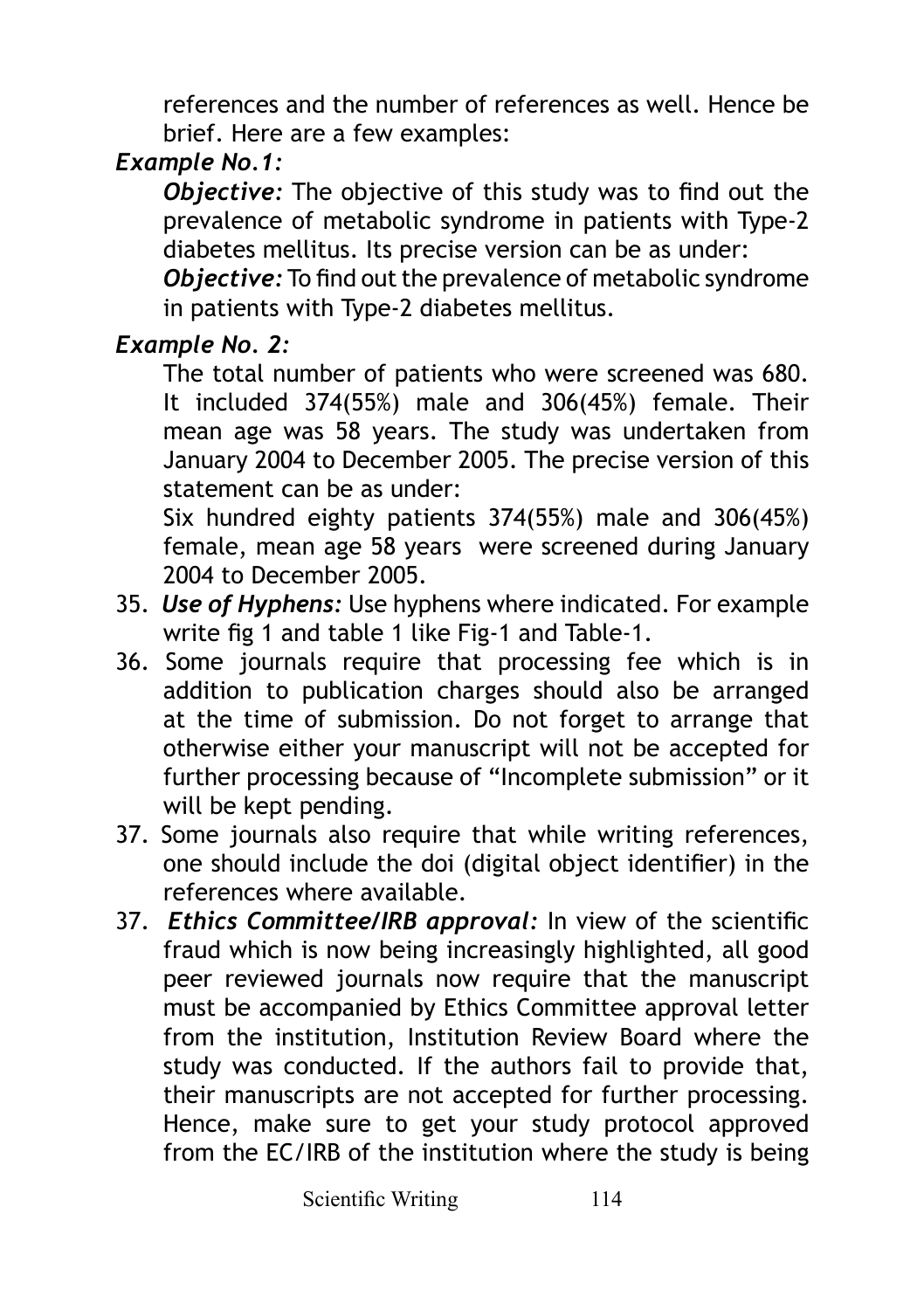references and the number of references as well. Hence be brief. Here are a few examples:

***Example No.1:***

***Objective:*** The objective of this study was to find out the prevalence of metabolic syndrome in patients with Type-2 diabetes mellitus. Its precise version can be as under:

***Objective:*** To find out the prevalence of metabolic syndrome in patients with Type-2 diabetes mellitus.

***Example No. 2:***

The total number of patients who were screened was 680. It included 374(55%) male and 306(45%) female. Their mean age was 58 years. The study was undertaken from January 2004 to December 2005. The precise version of this statement can be as under:

Six hundred eighty patients 374(55%) male and 306(45%) female, mean age 58 years were screened during January 2004 to December 2005.

35. ***Use of Hyphens:*** Use hyphens where indicated. For example write fig 1 and table 1 like Fig-1 and Table-1.
36. Some journals require that processing fee which is in addition to publication charges should also be arranged at the time of submission. Do not forget to arrange that otherwise either your manuscript will not be accepted for further processing because of "Incomplete submission" or it will be kept pending.
37. Some journals also require that while writing references, one should include the doi (digital object identifier) in the references where available.
37. ***Ethics Committee/IRB approval:*** In view of the scientific fraud which is now being increasingly highlighted, all good peer reviewed journals now require that the manuscript must be accompanied by Ethics Committee approval letter from the institution, Institution Review Board where the study was conducted. If the authors fail to provide that, their manuscripts are not accepted for further processing. Hence, make sure to get your study protocol approved from the EC/IRB of the institution where the study is being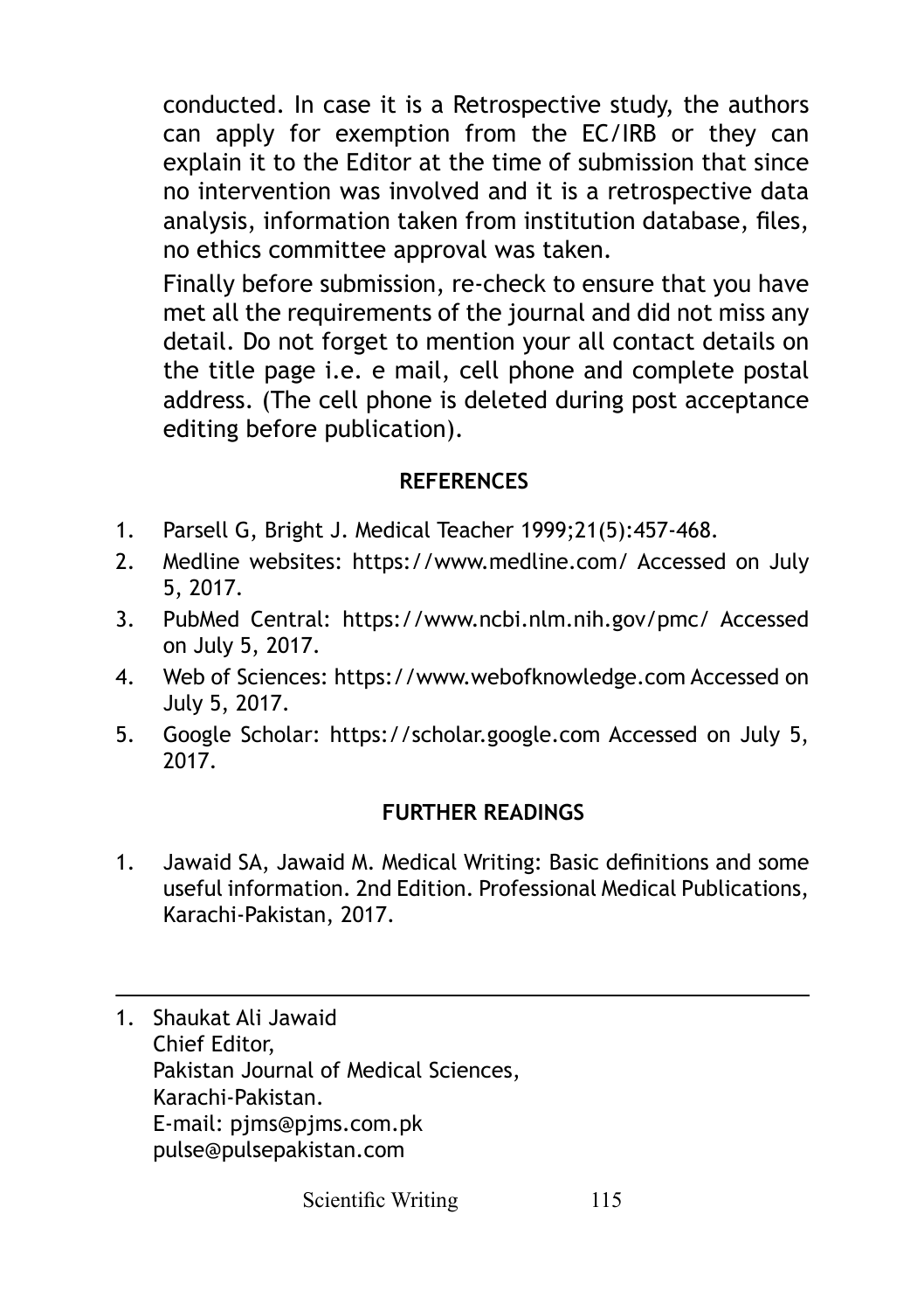conducted. In case it is a Retrospective study, the authors can apply for exemption from the EC/IRB or they can explain it to the Editor at the time of submission that since no intervention was involved and it is a retrospective data analysis, information taken from institution database, files, no ethics committee approval was taken.

Finally before submission, re-check to ensure that you have met all the requirements of the journal and did not miss any detail. Do not forget to mention your all contact details on the title page i.e. e mail, cell phone and complete postal address. (The cell phone is deleted during post acceptance editing before publication).

## REFERENCES

1. Parsell G, Bright J. Medical Teacher 1999;21(5):457-468.
2. Medline websites: https://www.medline.com/ Accessed on July 5, 2017.
3. PubMed Central: https://www.ncbi.nlm.nih.gov/pmc/ Accessed on July 5, 2017.
4. Web of Sciences: https://www.webofknowledge.com Accessed on July 5, 2017.
5. Google Scholar: https://scholar.google.com Accessed on July 5, 2017.

## FURTHER READINGS

1. Jawaid SA, Jawaid M. Medical Writing: Basic definitions and some useful information. 2nd Edition. Professional Medical Publications, Karachi-Pakistan, 2017.

---

1. Shaukat Ali Jawaid
   Chief Editor,
   Pakistan Journal of Medical Sciences,
   Karachi-Pakistan.
   E-mail: pjms@pjms.com.pk
   pulse@pulsepakistan.com